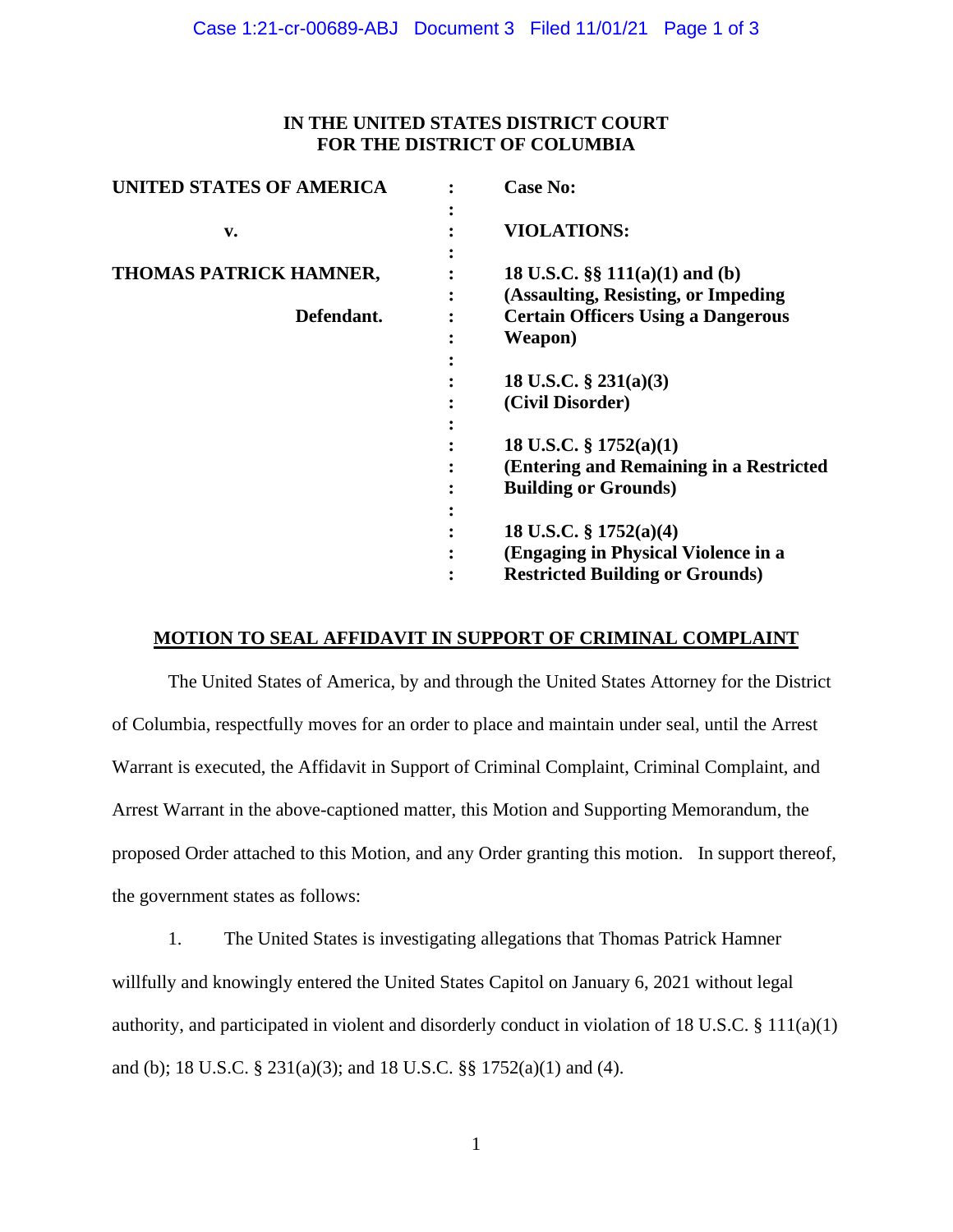**IN THE UNITED STATES DISTRICT COURT**
**FOR THE DISTRICT OF COLUMBIA**

| | | |
|---|---|---|
| **UNITED STATES OF AMERICA** | : | **Case No:** |
| **v.** | : | **VIOLATIONS:** |
| **THOMAS PATRICK HAMNER,** | : | **18 U.S.C. §§ 111(a)(1) and (b) (Assaulting, Resisting, or Impeding Certain Officers Using a Dangerous Weapon)** |
| **Defendant.** | : | **18 U.S.C. § 231(a)(3) (Civil Disorder)** |
| | : | **18 U.S.C. § 1752(a)(1) (Entering and Remaining in a Restricted Building or Grounds)** |
| | : | **18 U.S.C. § 1752(a)(4) (Engaging in Physical Violence in a Restricted Building or Grounds)** |

**MOTION TO SEAL AFFIDAVIT IN SUPPORT OF CRIMINAL COMPLAINT**

The United States of America, by and through the United States Attorney for the District of Columbia, respectfully moves for an order to place and maintain under seal, until the Arrest Warrant is executed, the Affidavit in Support of Criminal Complaint, Criminal Complaint, and Arrest Warrant in the above-captioned matter, this Motion and Supporting Memorandum, the proposed Order attached to this Motion, and any Order granting this motion. In support thereof, the government states as follows:

1. The United States is investigating allegations that Thomas Patrick Hamner willfully and knowingly entered the United States Capitol on January 6, 2021 without legal authority, and participated in violent and disorderly conduct in violation of 18 U.S.C. § 111(a)(1) and (b); 18 U.S.C. § 231(a)(3); and 18 U.S.C. §§ 1752(a)(1) and (4).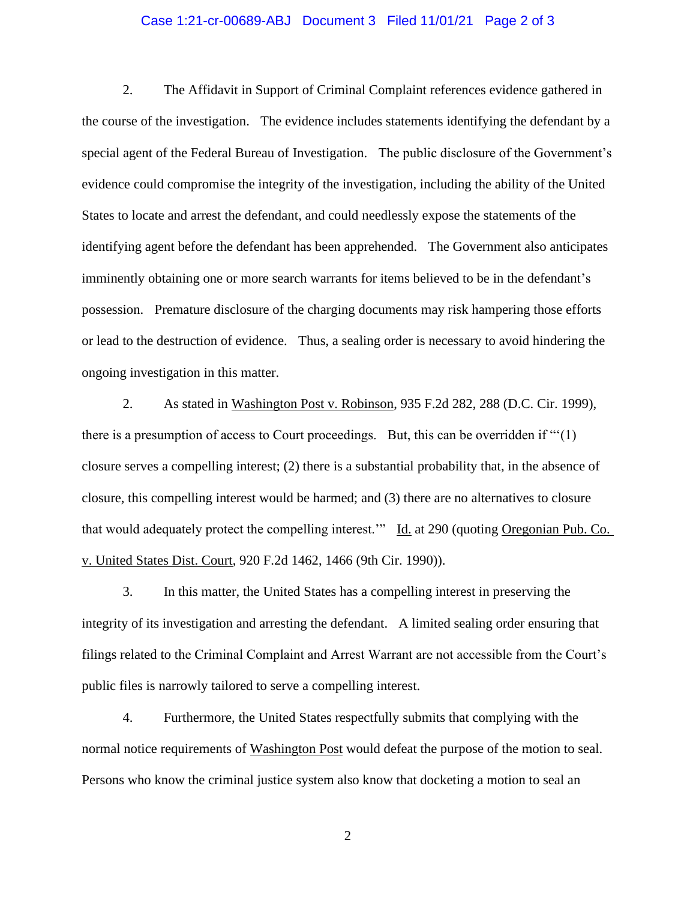2. The Affidavit in Support of Criminal Complaint references evidence gathered in the course of the investigation. The evidence includes statements identifying the defendant by a special agent of the Federal Bureau of Investigation. The public disclosure of the Government's evidence could compromise the integrity of the investigation, including the ability of the United States to locate and arrest the defendant, and could needlessly expose the statements of the identifying agent before the defendant has been apprehended. The Government also anticipates imminently obtaining one or more search warrants for items believed to be in the defendant's possession. Premature disclosure of the charging documents may risk hampering those efforts or lead to the destruction of evidence. Thus, a sealing order is necessary to avoid hindering the ongoing investigation in this matter.

2. As stated in Washington Post v. Robinson, 935 F.2d 282, 288 (D.C. Cir. 1999), there is a presumption of access to Court proceedings. But, this can be overridden if "'(1) closure serves a compelling interest; (2) there is a substantial probability that, in the absence of closure, this compelling interest would be harmed; and (3) there are no alternatives to closure that would adequately protect the compelling interest.'" Id. at 290 (quoting Oregonian Pub. Co. v. United States Dist. Court, 920 F.2d 1462, 1466 (9th Cir. 1990)).

3. In this matter, the United States has a compelling interest in preserving the integrity of its investigation and arresting the defendant. A limited sealing order ensuring that filings related to the Criminal Complaint and Arrest Warrant are not accessible from the Court's public files is narrowly tailored to serve a compelling interest.

4. Furthermore, the United States respectfully submits that complying with the normal notice requirements of Washington Post would defeat the purpose of the motion to seal. Persons who know the criminal justice system also know that docketing a motion to seal an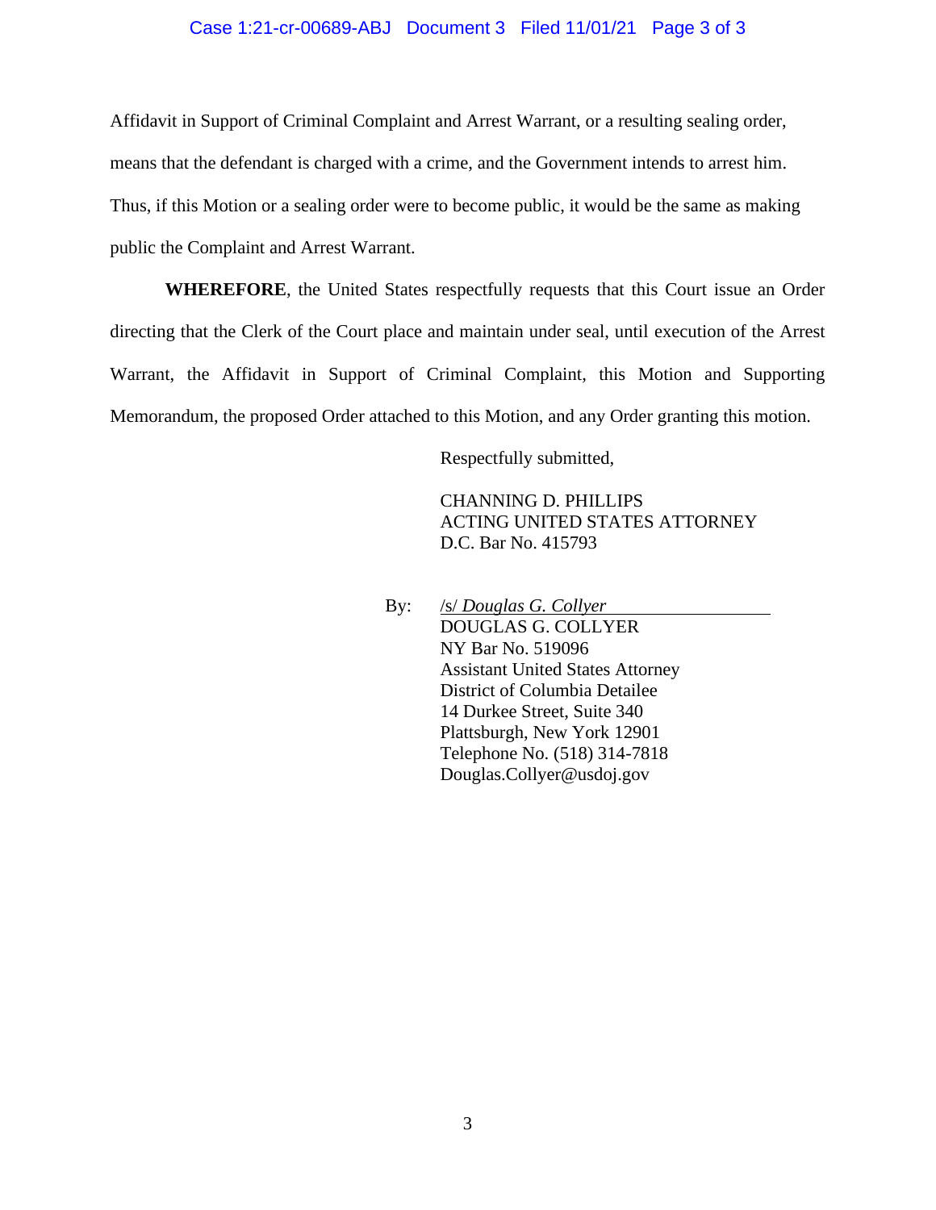Affidavit in Support of Criminal Complaint and Arrest Warrant, or a resulting sealing order, means that the defendant is charged with a crime, and the Government intends to arrest him. Thus, if this Motion or a sealing order were to become public, it would be the same as making public the Complaint and Arrest Warrant.

**WHEREFORE**, the United States respectfully requests that this Court issue an Order directing that the Clerk of the Court place and maintain under seal, until execution of the Arrest Warrant, the Affidavit in Support of Criminal Complaint, this Motion and Supporting Memorandum, the proposed Order attached to this Motion, and any Order granting this motion.

Respectfully submitted,

CHANNING D. PHILLIPS
ACTING UNITED STATES ATTORNEY
D.C. Bar No. 415793

By: /s/ *Douglas G. Collyer*
DOUGLAS G. COLLYER
NY Bar No. 519096
Assistant United States Attorney
District of Columbia Detailee
14 Durkee Street, Suite 340
Plattsburgh, New York 12901
Telephone No. (518) 314-7818
Douglas.Collyer@usdoj.gov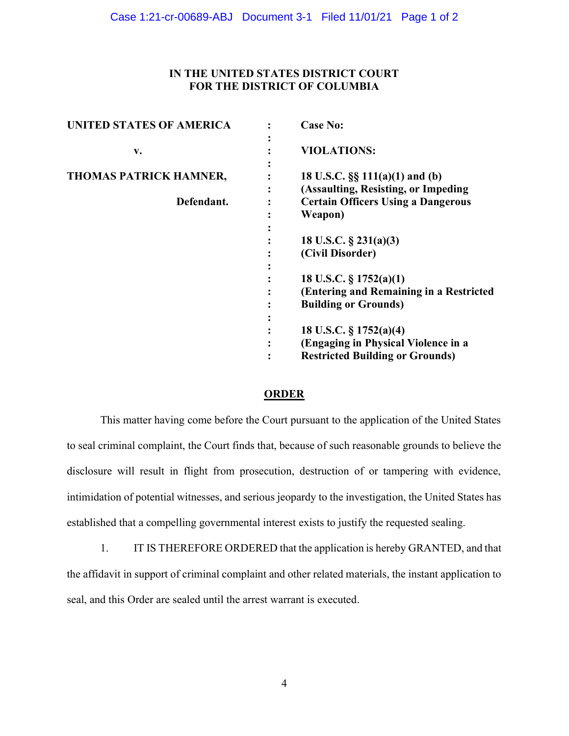**IN THE UNITED STATES DISTRICT COURT**
**FOR THE DISTRICT OF COLUMBIA**

| | | |
|---|---|---|
| **UNITED STATES OF AMERICA** | : | **Case No:** |
| **v.** | : | **VIOLATIONS:** |
| **THOMAS PATRICK HAMNER,** | : | **18 U.S.C. §§ 111(a)(1) and (b) (Assaulting, Resisting, or Impeding Certain Officers Using a Dangerous Weapon)** |
| **Defendant.** | : | |
| | : | **18 U.S.C. § 231(a)(3) (Civil Disorder)** |
| | : | **18 U.S.C. § 1752(a)(1) (Entering and Remaining in a Restricted Building or Grounds)** |
| | : | **18 U.S.C. § 1752(a)(4) (Engaging in Physical Violence in a Restricted Building or Grounds)** |

## ORDER

This matter having come before the Court pursuant to the application of the United States to seal criminal complaint, the Court finds that, because of such reasonable grounds to believe the disclosure will result in flight from prosecution, destruction of or tampering with evidence, intimidation of potential witnesses, and serious jeopardy to the investigation, the United States has established that a compelling governmental interest exists to justify the requested sealing.

1. IT IS THEREFORE ORDERED that the application is hereby GRANTED, and that the affidavit in support of criminal complaint and other related materials, the instant application to seal, and this Order are sealed until the arrest warrant is executed.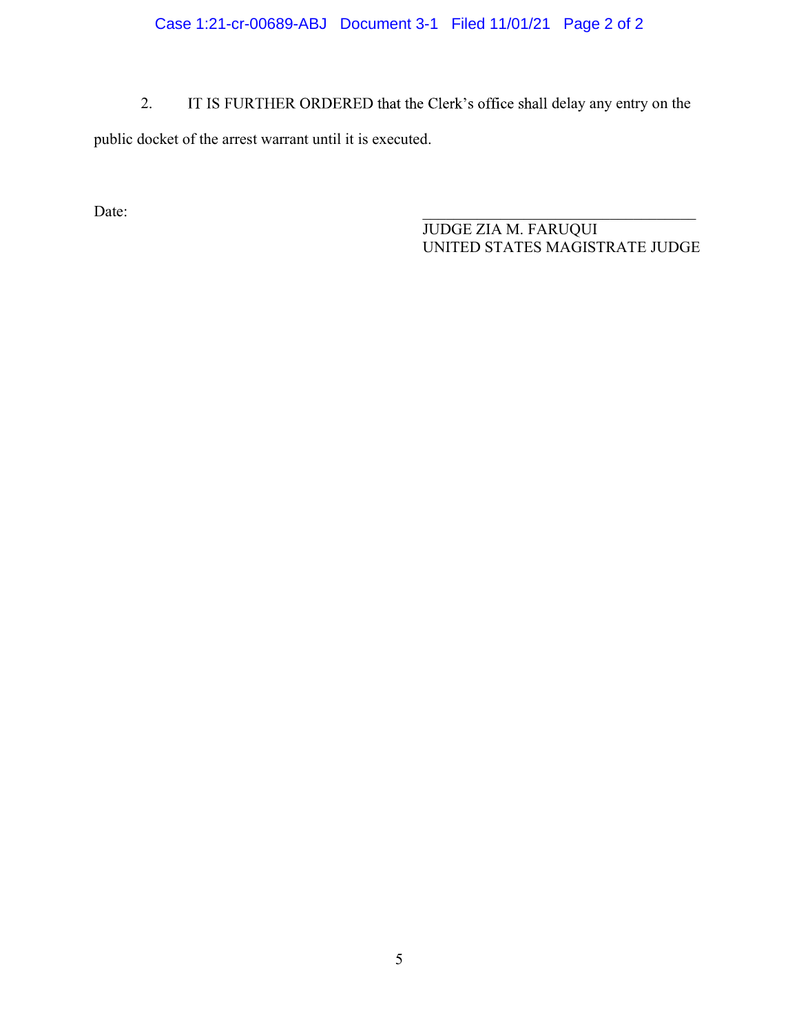2. IT IS FURTHER ORDERED that the Clerk's office shall delay any entry on the public docket of the arrest warrant until it is executed.

Date: 

\_\_\_\_\_\_\_\_\_\_\_\_\_\_\_\_\_\_\_\_\_\_\_\_\_\_\_\_\_\_\_\_\_\_

JUDGE ZIA M. FARUQUI
UNITED STATES MAGISTRATE JUDGE